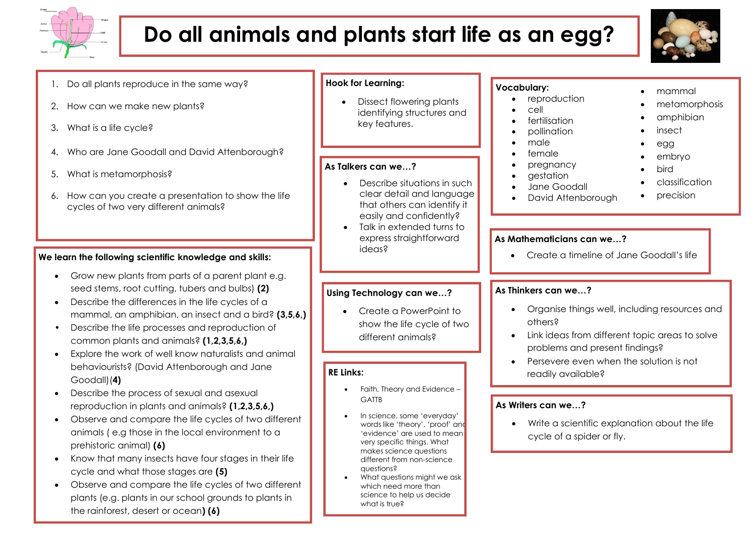# Do all animals and plants start life as an egg?

1. Do all plants reproduce in the same way?
2. How can we make new plants?
3. What is a life cycle?
4. Who are Jane Goodall and David Attenborough?
5. What is metamorphosis?
6. How can you create a presentation to show the life cycles of two very different animals?

**We learn the following scientific knowledge and skills:**

- Grow new plants from parts of a parent plant e.g. seed stems, root cutting, tubers and bulbs) **(2)**
- Describe the differences in the life cycles of a mammal, an amphibian, an insect and a bird? **(3,5,6,)**
- Describe the life processes and reproduction of common plants and animals? **(1,2,3,5,6,)**
- Explore the work of well know naturalists and animal behaviourists? (David Attenborough and Jane Goodall)**(4)**
- Describe the process of sexual and asexual reproduction in plants and animals? **(1,2,3,5,6,)**
- Observe and compare the life cycles of two different animals ( e.g those in the local environment to a prehistoric animal) **(6)**
- Know that many insects have four stages in their life cycle and what those stages are **(5)**
- Observe and compare the life cycles of two different plants (e.g. plants in our school grounds to plants in the rainforest, desert or ocean**) (6)**

**Hook for Learning:**

- Dissect flowering plants identifying structures and key features.

**As Talkers can we…?**

- Describe situations in such clear detail and language that others can identify it easily and confidently?
- Talk in extended turns to express straightforward ideas?

**Using Technology can we…?**

- Create a PowerPoint to show the life cycle of two different animals?

**RE Links:**

- Faith, Theory and Evidence – GATTB
- In science, some 'everyday' words like 'theory', 'proof' and 'evidence' are used to mean very specific things. What makes science questions different from non-science questions?
- What questions might we ask which need more than science to help us decide what is true?

**Vocabulary:**

- reproduction
- cell
- fertilisation
- pollination
- male
- female
- pregnancy
- gestation
- Jane Goodall
- David Attenborough
- mammal
- metamorphosis
- amphibian
- insect
- egg
- embryo
- bird
- classification
- precision

**As Mathematicians can we…?**

- Create a timeline of Jane Goodall's life

**As Thinkers can we…?**

- Organise things well, including resources and others?
- Link ideas from different topic areas to solve problems and present findings?
- Persevere even when the solution is not readily available?

**As Writers can we…?**

- Write a scientific explanation about the life cycle of a spider or fly.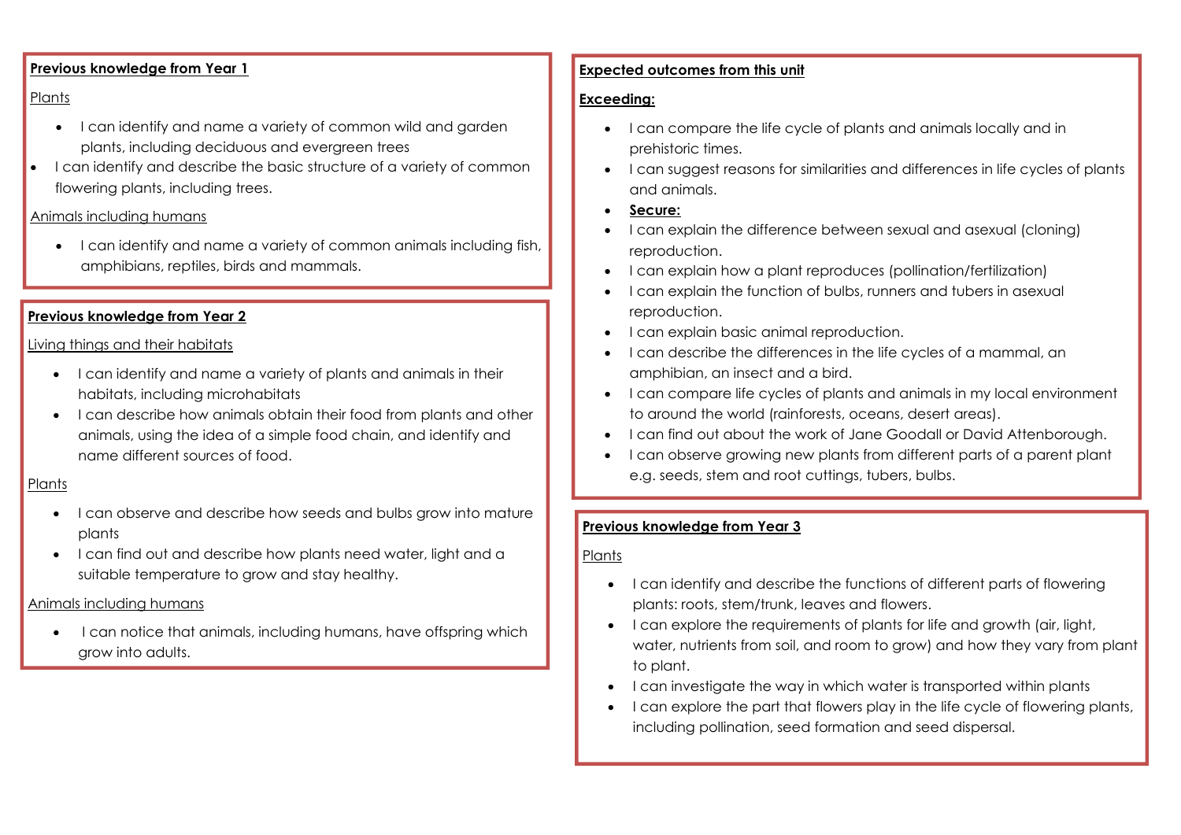**Previous knowledge from Year 1**

Plants

- I can identify and name a variety of common wild and garden plants, including deciduous and evergreen trees
- I can identify and describe the basic structure of a variety of common flowering plants, including trees.

Animals including humans

- I can identify and name a variety of common animals including fish, amphibians, reptiles, birds and mammals.

**Previous knowledge from Year 2**

Living things and their habitats

- I can identify and name a variety of plants and animals in their habitats, including microhabitats
- I can describe how animals obtain their food from plants and other animals, using the idea of a simple food chain, and identify and name different sources of food.

Plants

- I can observe and describe how seeds and bulbs grow into mature plants
- I can find out and describe how plants need water, light and a suitable temperature to grow and stay healthy.

Animals including humans

- I can notice that animals, including humans, have offspring which grow into adults.

**Expected outcomes from this unit**

**Exceeding:**

- I can compare the life cycle of plants and animals locally and in prehistoric times.
- I can suggest reasons for similarities and differences in life cycles of plants and animals.
- **Secure:**
- I can explain the difference between sexual and asexual (cloning) reproduction.
- I can explain how a plant reproduces (pollination/fertilization)
- I can explain the function of bulbs, runners and tubers in asexual reproduction.
- I can explain basic animal reproduction.
- I can describe the differences in the life cycles of a mammal, an amphibian, an insect and a bird.
- I can compare life cycles of plants and animals in my local environment to around the world (rainforests, oceans, desert areas).
- I can find out about the work of Jane Goodall or David Attenborough.
- I can observe growing new plants from different parts of a parent plant e.g. seeds, stem and root cuttings, tubers, bulbs.

**Previous knowledge from Year 3**

Plants

- I can identify and describe the functions of different parts of flowering plants: roots, stem/trunk, leaves and flowers.
- I can explore the requirements of plants for life and growth (air, light, water, nutrients from soil, and room to grow) and how they vary from plant to plant.
- I can investigate the way in which water is transported within plants
- I can explore the part that flowers play in the life cycle of flowering plants, including pollination, seed formation and seed dispersal.